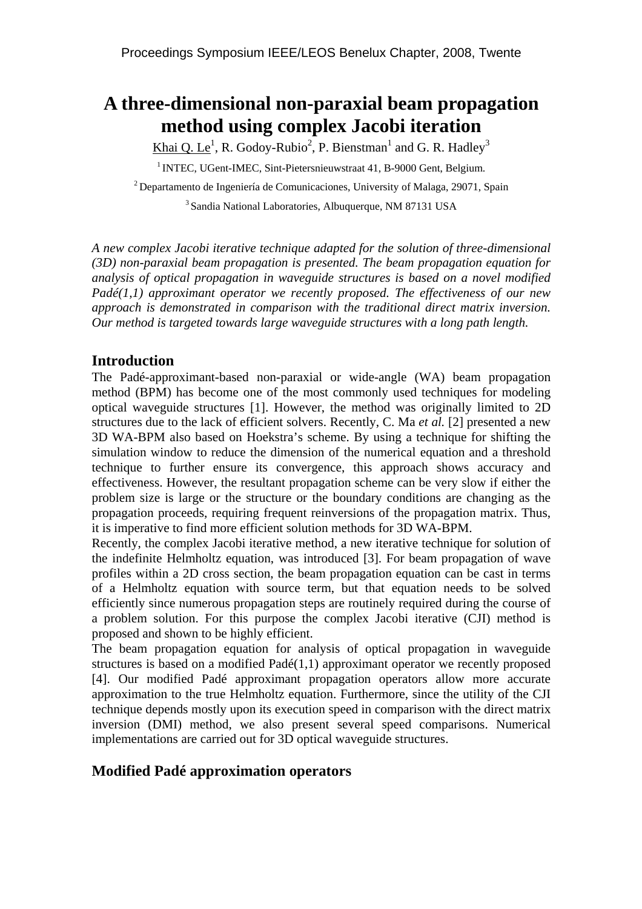# A three-dimensional non-paraxial beam propagation method using complex Jacobi iteration

Khai Q. Le[1], R. Godoy-Rubio[2], P. Bienstman[1] and G. R. Hadley[3]

[1] INTEC, UGent-IMEC, Sint-Pietersnieuwstraat 41, B-9000 Gent, Belgium.

[2] Departamento de Ingeniería de Comunicaciones, University of Malaga, 29071, Spain

[3] Sandia National Laboratories, Albuquerque, NM 87131 USA

*A new complex Jacobi iterative technique adapted for the solution of three-dimensional (3D) non-paraxial beam propagation is presented. The beam propagation equation for analysis of optical propagation in waveguide structures is based on a novel modified Padé(1,1) approximant operator we recently proposed. The effectiveness of our new approach is demonstrated in comparison with the traditional direct matrix inversion. Our method is targeted towards large waveguide structures with a long path length.*

## Introduction

The Padé-approximant-based non-paraxial or wide-angle (WA) beam propagation method (BPM) has become one of the most commonly used techniques for modeling optical waveguide structures [1]. However, the method was originally limited to 2D structures due to the lack of efficient solvers. Recently, C. Ma *et al.* [2] presented a new 3D WA-BPM also based on Hoekstra's scheme. By using a technique for shifting the simulation window to reduce the dimension of the numerical equation and a threshold technique to further ensure its convergence, this approach shows accuracy and effectiveness. However, the resultant propagation scheme can be very slow if either the problem size is large or the structure or the boundary conditions are changing as the propagation proceeds, requiring frequent reinversions of the propagation matrix. Thus, it is imperative to find more efficient solution methods for 3D WA-BPM.

Recently, the complex Jacobi iterative method, a new iterative technique for solution of the indefinite Helmholtz equation, was introduced [3]. For beam propagation of wave profiles within a 2D cross section, the beam propagation equation can be cast in terms of a Helmholtz equation with source term, but that equation needs to be solved efficiently since numerous propagation steps are routinely required during the course of a problem solution. For this purpose the complex Jacobi iterative (CJI) method is proposed and shown to be highly efficient.

The beam propagation equation for analysis of optical propagation in waveguide structures is based on a modified Padé(1,1) approximant operator we recently proposed [4]. Our modified Padé approximant propagation operators allow more accurate approximation to the true Helmholtz equation. Furthermore, since the utility of the CJI technique depends mostly upon its execution speed in comparison with the direct matrix inversion (DMI) method, we also present several speed comparisons. Numerical implementations are carried out for 3D optical waveguide structures.

## Modified Padé approximation operators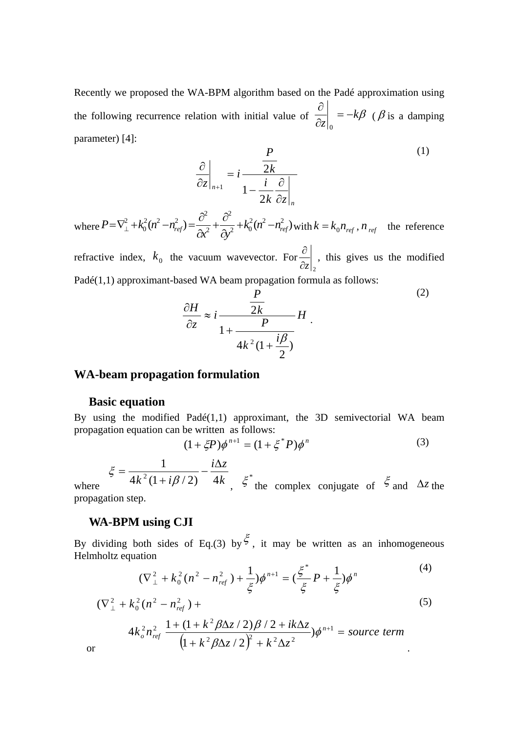Recently we proposed the WA-BPM algorithm based on the Padé approximation using the following recurrence relation with initial value of $\left.\frac{\partial}{\partial z}\right|_0 = -k\beta$ ($\beta$ is a damping parameter) [4]:

$$\left.\frac{\partial}{\partial z}\right|_{n+1} = i\,\frac{\frac{P}{2k}}{1-\frac{i}{2k}\left.\frac{\partial}{\partial z}\right|_n} \tag{1}$$

where $P=\nabla_\perp^2 + k_0^2(n^2-n_{ref}^2) = \frac{\partial^2}{\partial x^2}+\frac{\partial^2}{\partial y^2}+k_0^2(n^2-n_{ref}^2)$ with $k=k_0 n_{ref}$, $n_{ref}$ the reference refractive index, $k_0$ the vacuum wavevector. For $\left.\frac{\partial}{\partial z}\right|_2$, this gives us the modified Padé(1,1) approximant-based WA beam propagation formula as follows:

$$\frac{\partial H}{\partial z} \approx i\,\frac{\frac{P}{2k}}{1+\frac{P}{4k^2(1+\frac{i\beta}{2})}}H \;. \tag{2}$$

## WA-beam propagation formulation

### Basic equation

By using the modified Padé(1,1) approximant, the 3D semivectorial WA beam propagation equation can be written as follows:

$$(1+\xi P)\phi^{n+1} = (1+\xi^* P)\phi^n \tag{3}$$

where $\xi = \frac{1}{4k^2(1+i\beta/2)} - \frac{i\Delta z}{4k}$, $\xi^*$ the complex conjugate of $\xi$ and $\Delta z$ the propagation step.

### WA-BPM using CJI

By dividing both sides of Eq.(3) by $\xi$, it may be written as an inhomogeneous Helmholtz equation

$$(\nabla_\perp^2 + k_0^2(n^2-n_{ref}^2) + \frac{1}{\xi})\phi^{n+1} = (\frac{\xi^*}{\xi}P + \frac{1}{\xi})\phi^n \tag{4}$$

or

$$(\nabla_\perp^2 + k_0^2(n^2-n_{ref}^2) + 4k_o^2 n_{ref}^2\,\frac{1+(1+k^2\beta\Delta z/2)\beta/2 + ik\Delta z}{\left(1+k^2\beta\Delta z/2\right)^2 + k^2\Delta z^2})\phi^{n+1} = source\ term \tag{5}$$

.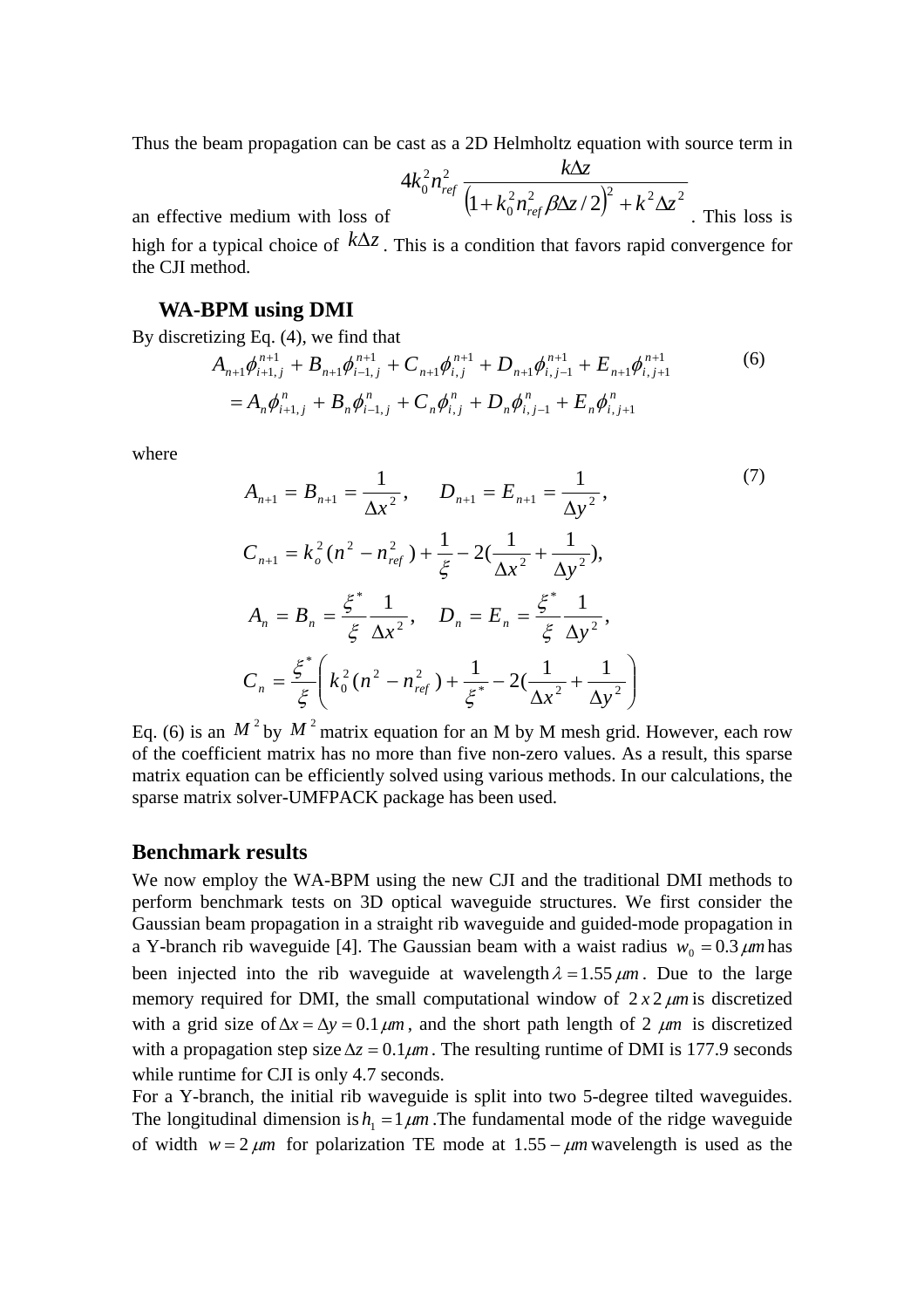Thus the beam propagation can be cast as a 2D Helmholtz equation with source term in an effective medium with loss of $4k_0^2 n_{ref}^2 \dfrac{k\Delta z}{\left(1 + k_0^2 n_{ref}^2 \beta \Delta z / 2\right)^2 + k^2 \Delta z^2}$. This loss is high for a typical choice of $k\Delta z$. This is a condition that favors rapid convergence for the CJI method.

## WA-BPM using DMI

By discretizing Eq. (4), we find that

$$
\begin{aligned}
&A_{n+1}\phi_{i+1,j}^{n+1} + B_{n+1}\phi_{i-1,j}^{n+1} + C_{n+1}\phi_{i,j}^{n+1} + D_{n+1}\phi_{i,j-1}^{n+1} + E_{n+1}\phi_{i,j+1}^{n+1} \\
&= A_n\phi_{i+1,j}^{n} + B_n\phi_{i-1,j}^{n} + C_n\phi_{i,j}^{n} + D_n\phi_{i,j-1}^{n} + E_n\phi_{i,j+1}^{n}
\end{aligned} \tag{6}
$$

where

$$
\begin{aligned}
&A_{n+1} = B_{n+1} = \frac{1}{\Delta x^2}, \quad D_{n+1} = E_{n+1} = \frac{1}{\Delta y^2}, \\
&C_{n+1} = k_o^2 (n^2 - n_{ref}^2) + \frac{1}{\xi} - 2\left(\frac{1}{\Delta x^2} + \frac{1}{\Delta y^2}\right), \\
&A_n = B_n = \frac{\xi^*}{\xi}\frac{1}{\Delta x^2}, \quad D_n = E_n = \frac{\xi^*}{\xi}\frac{1}{\Delta y^2}, \\
&C_n = \frac{\xi^*}{\xi}\left( k_0^2 (n^2 - n_{ref}^2) + \frac{1}{\xi^*} - 2\left(\frac{1}{\Delta x^2} + \frac{1}{\Delta y^2}\right) \right)
\end{aligned} \tag{7}
$$

Eq. (6) is an $M^2$ by $M^2$ matrix equation for an M by M mesh grid. However, each row of the coefficient matrix has no more than five non-zero values. As a result, this sparse matrix equation can be efficiently solved using various methods. In our calculations, the sparse matrix solver-UMFPACK package has been used.

## Benchmark results

We now employ the WA-BPM using the new CJI and the traditional DMI methods to perform benchmark tests on 3D optical waveguide structures. We first consider the Gaussian beam propagation in a straight rib waveguide and guided-mode propagation in a Y-branch rib waveguide [4]. The Gaussian beam with a waist radius $w_0 = 0.3\,\mu m$ has been injected into the rib waveguide at wavelength $\lambda = 1.55\,\mu m$. Due to the large memory required for DMI, the small computational window of $2\,x\,2\,\mu m$ is discretized with a grid size of $\Delta x = \Delta y = 0.1\,\mu m$, and the short path length of $2\ \mu m$ is discretized with a propagation step size $\Delta z = 0.1\mu m$. The resulting runtime of DMI is 177.9 seconds while runtime for CJI is only 4.7 seconds.

For a Y-branch, the initial rib waveguide is split into two 5-degree tilted waveguides. The longitudinal dimension is $h_1 = 1\,\mu m$. The fundamental mode of the ridge waveguide of width $w = 2\,\mu m$ for polarization TE mode at $1.55 - \mu m$ wavelength is used as the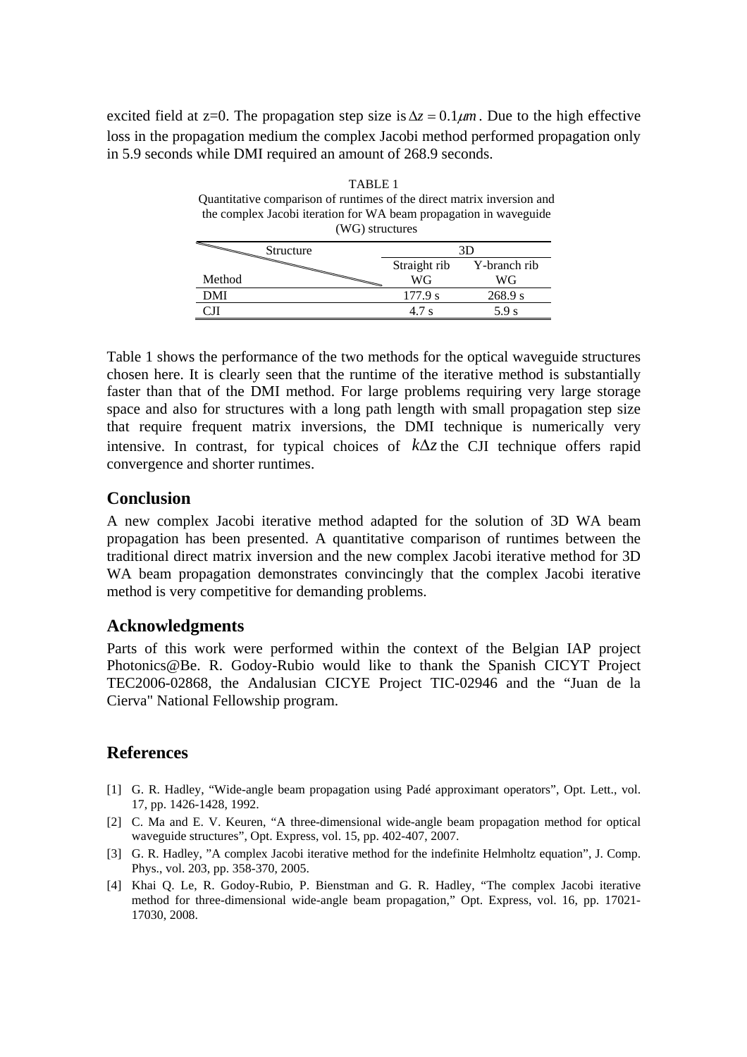excited field at z=0. The propagation step size is $\Delta z = 0.1\mu m$. Due to the high effective loss in the propagation medium the complex Jacobi method performed propagation only in 5.9 seconds while DMI required an amount of 268.9 seconds.

TABLE 1
Quantitative comparison of runtimes of the direct matrix inversion and the complex Jacobi iteration for WA beam propagation in waveguide (WG) structures

| Structure / Method | 3D | |
|---|---|---|
| | Straight rib WG | Y-branch rib WG |
| DMI | 177.9 s | 268.9 s |
| CJI | 4.7 s | 5.9 s |

Table 1 shows the performance of the two methods for the optical waveguide structures chosen here. It is clearly seen that the runtime of the iterative method is substantially faster than that of the DMI method. For large problems requiring very large storage space and also for structures with a long path length with small propagation step size that require frequent matrix inversions, the DMI technique is numerically very intensive. In contrast, for typical choices of $k\Delta z$ the CJI technique offers rapid convergence and shorter runtimes.

## Conclusion

A new complex Jacobi iterative method adapted for the solution of 3D WA beam propagation has been presented. A quantitative comparison of runtimes between the traditional direct matrix inversion and the new complex Jacobi iterative method for 3D WA beam propagation demonstrates convincingly that the complex Jacobi iterative method is very competitive for demanding problems.

## Acknowledgments

Parts of this work were performed within the context of the Belgian IAP project Photonics@Be. R. Godoy-Rubio would like to thank the Spanish CICYT Project TEC2006-02868, the Andalusian CICYE Project TIC-02946 and the "Juan de la Cierva" National Fellowship program.

## References

[1] G. R. Hadley, "Wide-angle beam propagation using Padé approximant operators", Opt. Lett., vol. 17, pp. 1426-1428, 1992.

[2] C. Ma and E. V. Keuren, "A three-dimensional wide-angle beam propagation method for optical waveguide structures", Opt. Express, vol. 15, pp. 402-407, 2007.

[3] G. R. Hadley, "A complex Jacobi iterative method for the indefinite Helmholtz equation", J. Comp. Phys., vol. 203, pp. 358-370, 2005.

[4] Khai Q. Le, R. Godoy-Rubio, P. Bienstman and G. R. Hadley, "The complex Jacobi iterative method for three-dimensional wide-angle beam propagation," Opt. Express, vol. 16, pp. 17021-17030, 2008.